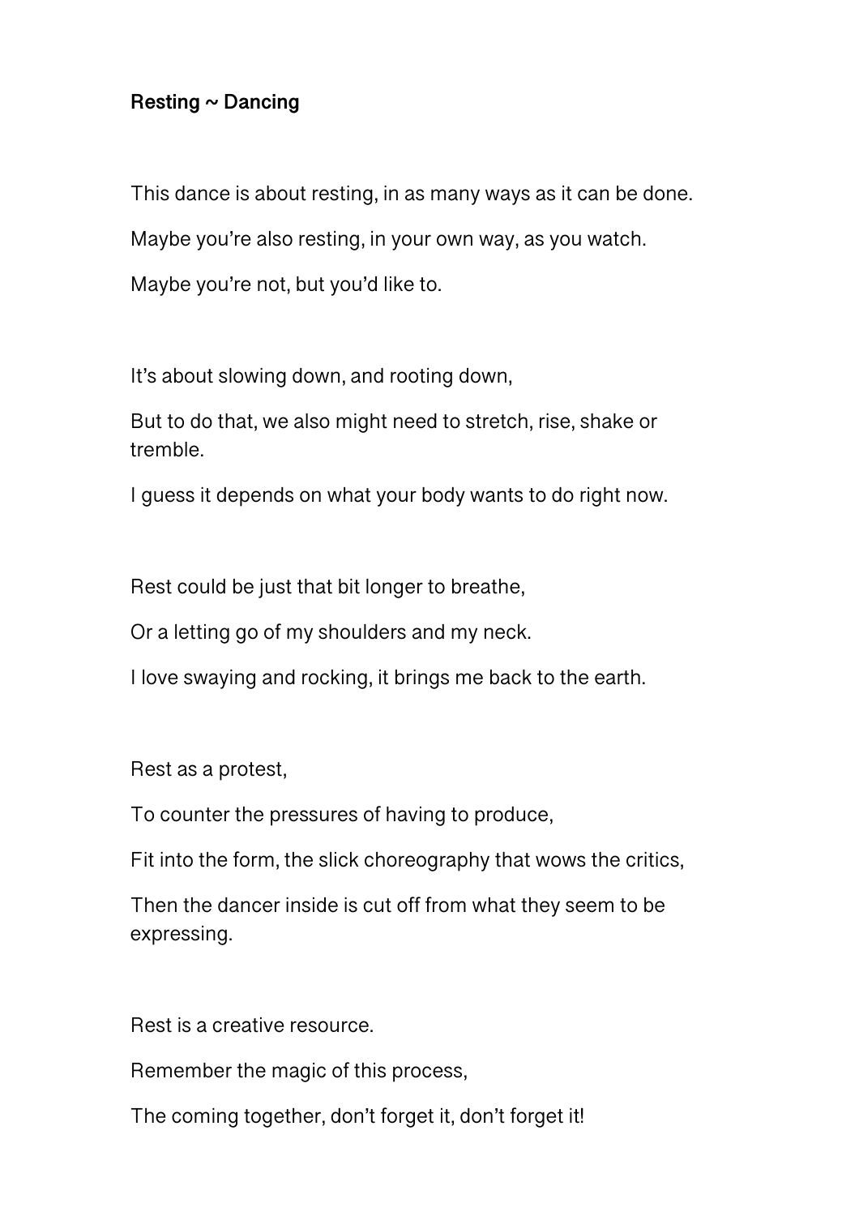**Resting ~ Dancing**

This dance is about resting, in as many ways as it can be done.

Maybe you're also resting, in your own way, as you watch.

Maybe you're not, but you'd like to.

It's about slowing down, and rooting down,

But to do that, we also might need to stretch, rise, shake or tremble.

I guess it depends on what your body wants to do right now.

Rest could be just that bit longer to breathe,

Or a letting go of my shoulders and my neck.

I love swaying and rocking, it brings me back to the earth.

Rest as a protest,

To counter the pressures of having to produce,

Fit into the form, the slick choreography that wows the critics,

Then the dancer inside is cut off from what they seem to be expressing.

Rest is a creative resource.

Remember the magic of this process,

The coming together, don't forget it, don't forget it!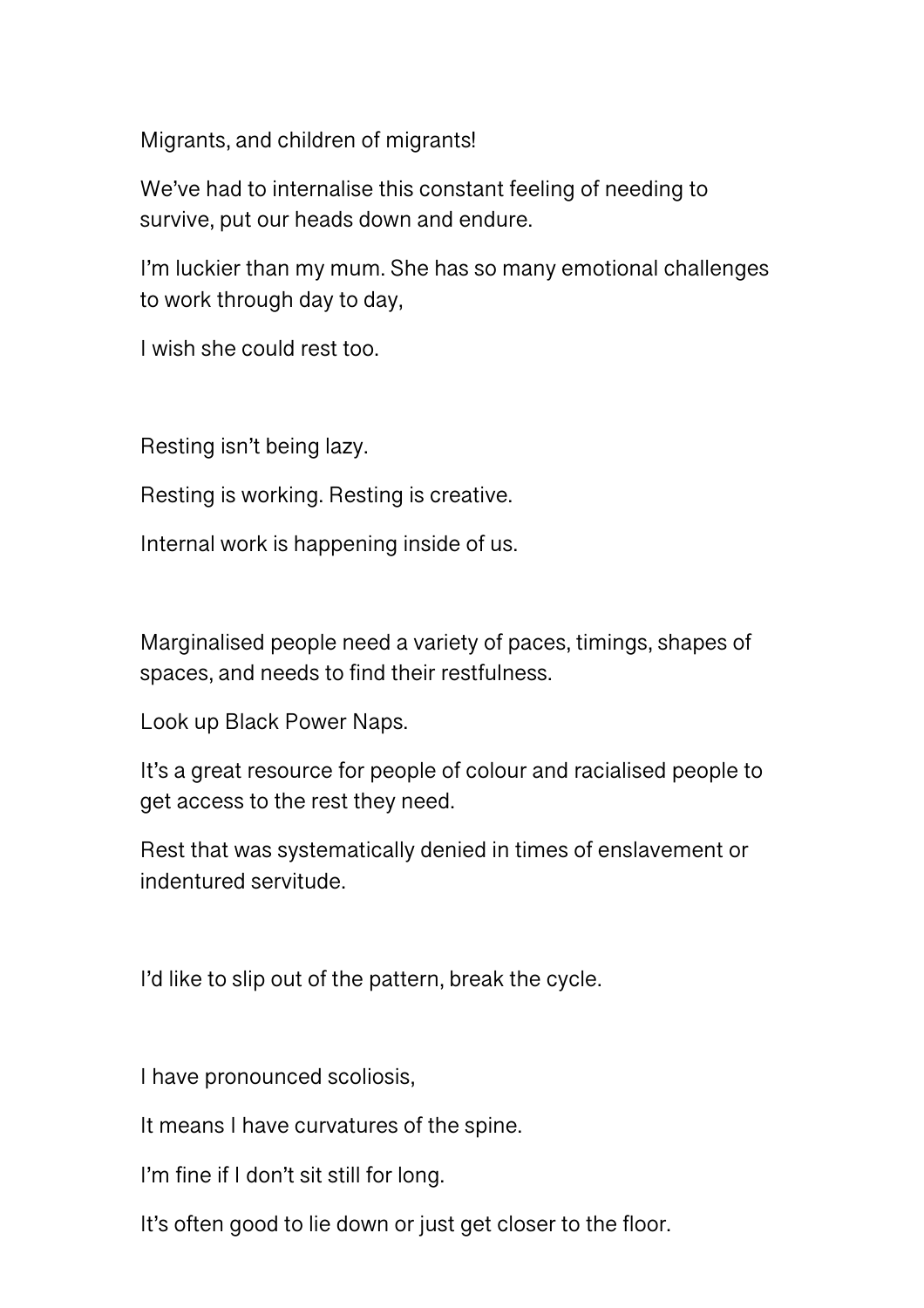Migrants, and children of migrants!

We've had to internalise this constant feeling of needing to survive, put our heads down and endure.

I'm luckier than my mum. She has so many emotional challenges to work through day to day,

I wish she could rest too.

Resting isn't being lazy.

Resting is working. Resting is creative.

Internal work is happening inside of us.

Marginalised people need a variety of paces, timings, shapes of spaces, and needs to find their restfulness.

Look up Black Power Naps.

It's a great resource for people of colour and racialised people to get access to the rest they need.

Rest that was systematically denied in times of enslavement or indentured servitude.

I'd like to slip out of the pattern, break the cycle.

I have pronounced scoliosis,

It means I have curvatures of the spine.

I'm fine if I don't sit still for long.

It's often good to lie down or just get closer to the floor.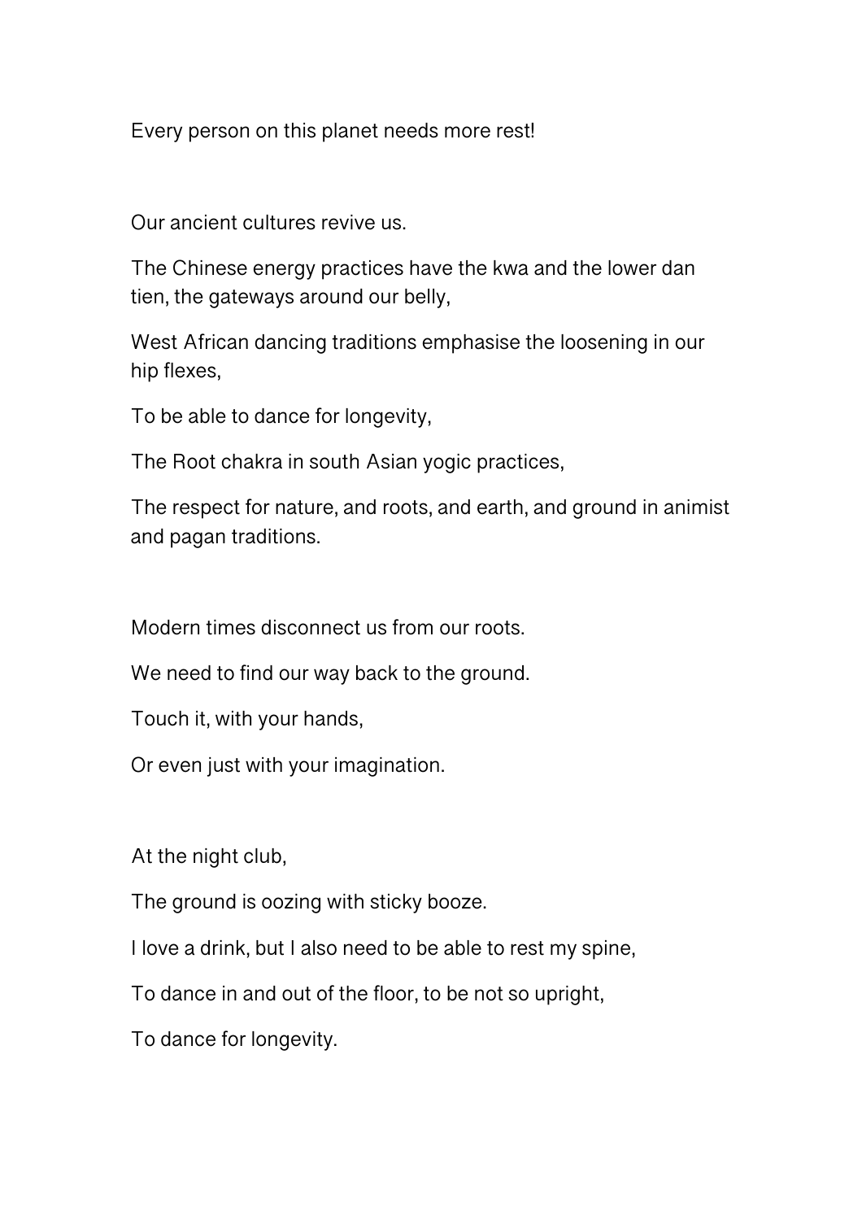Every person on this planet needs more rest!

Our ancient cultures revive us.

The Chinese energy practices have the kwa and the lower dan tien, the gateways around our belly,

West African dancing traditions emphasise the loosening in our hip flexes,

To be able to dance for longevity,

The Root chakra in south Asian yogic practices,

The respect for nature, and roots, and earth, and ground in animist and pagan traditions.

Modern times disconnect us from our roots.

We need to find our way back to the ground.

Touch it, with your hands,

Or even just with your imagination.

At the night club,

The ground is oozing with sticky booze.

I love a drink, but I also need to be able to rest my spine,

To dance in and out of the floor, to be not so upright,

To dance for longevity.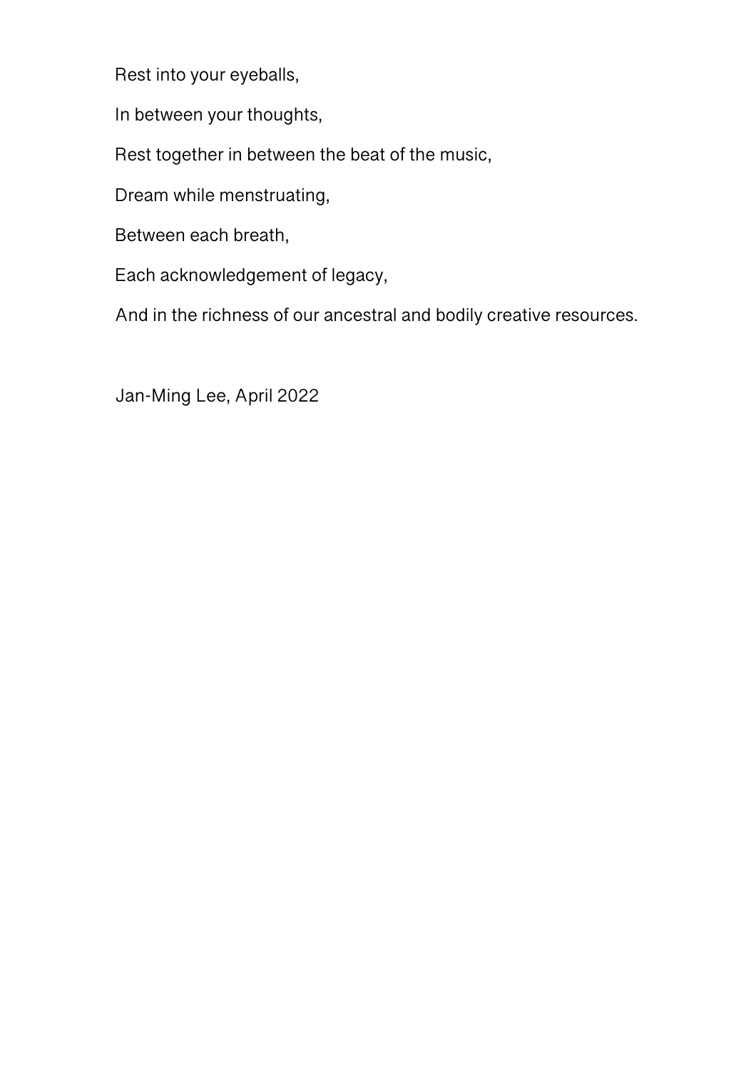Rest into your eyeballs,

In between your thoughts,

Rest together in between the beat of the music,

Dream while menstruating,

Between each breath,

Each acknowledgement of legacy,

And in the richness of our ancestral and bodily creative resources.

Jan-Ming Lee, April 2022